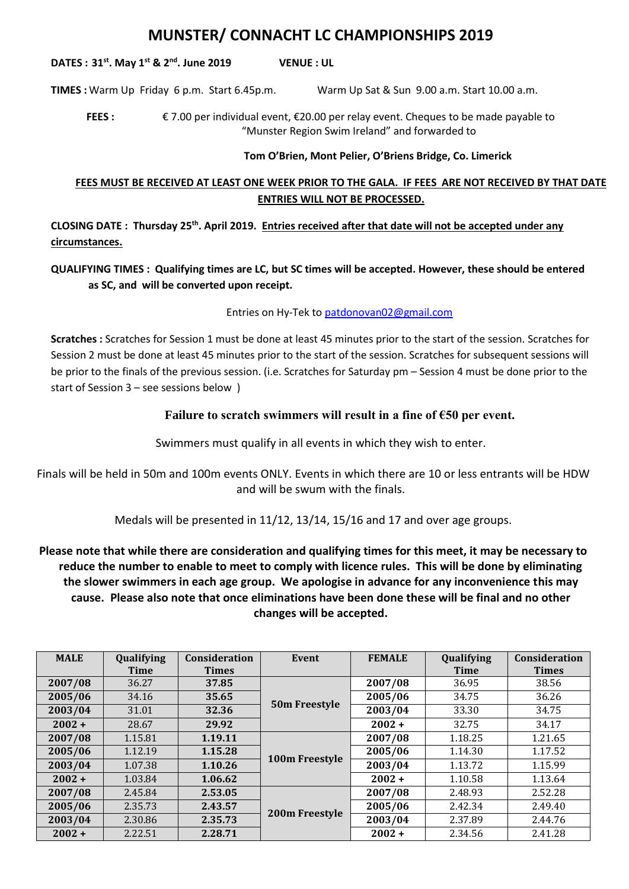# MUNSTER/ CONNACHT LC CHAMPIONSHIPS 2019

**DATES : 31st. May 1st & 2nd. June 2019** **VENUE : UL**

**TIMES :** Warm Up Friday 6 p.m. Start 6.45p.m. Warm Up Sat & Sun 9.00 a.m. Start 10.00 a.m.

**FEES :** € 7.00 per individual event, €20.00 per relay event. Cheques to be made payable to "Munster Region Swim Ireland" and forwarded to

**Tom O'Brien, Mont Pelier, O'Briens Bridge, Co. Limerick**

**FEES MUST BE RECEIVED AT LEAST ONE WEEK PRIOR TO THE GALA. IF FEES ARE NOT RECEIVED BY THAT DATE ENTRIES WILL NOT BE PROCESSED.**

**CLOSING DATE : Thursday 25th. April 2019. Entries received after that date will not be accepted under any circumstances.**

**QUALIFYING TIMES : Qualifying times are LC, but SC times will be accepted. However, these should be entered as SC, and will be converted upon receipt.**

Entries on Hy-Tek to patdonovan02@gmail.com

**Scratches :** Scratches for Session 1 must be done at least 45 minutes prior to the start of the session. Scratches for Session 2 must be done at least 45 minutes prior to the start of the session. Scratches for subsequent sessions will be prior to the finals of the previous session. (i.e. Scratches for Saturday pm – Session 4 must be done prior to the start of Session 3 – see sessions below )

**Failure to scratch swimmers will result in a fine of €50 per event.**

Swimmers must qualify in all events in which they wish to enter.

Finals will be held in 50m and 100m events ONLY. Events in which there are 10 or less entrants will be HDW and will be swum with the finals.

Medals will be presented in 11/12, 13/14, 15/16 and 17 and over age groups.

**Please note that while there are consideration and qualifying times for this meet, it may be necessary to reduce the number to enable to meet to comply with licence rules. This will be done by eliminating the slower swimmers in each age group. We apologise in advance for any inconvenience this may cause. Please also note that once eliminations have been done these will be final and no other changes will be accepted.**

| MALE | Qualifying Time | Consideration Times | Event | FEMALE | Qualifying Time | Consideration Times |
|---|---|---|---|---|---|---|
| 2007/08 | 36.27 | 37.85 | 50m Freestyle | 2007/08 | 36.95 | 38.56 |
| 2005/06 | 34.16 | 35.65 | | 2005/06 | 34.75 | 36.26 |
| 2003/04 | 31.01 | 32.36 | | 2003/04 | 33.30 | 34.75 |
| 2002 + | 28.67 | 29.92 | | 2002 + | 32.75 | 34.17 |
| 2007/08 | 1.15.81 | 1.19.11 | 100m Freestyle | 2007/08 | 1.18.25 | 1.21.65 |
| 2005/06 | 1.12.19 | 1.15.28 | | 2005/06 | 1.14.30 | 1.17.52 |
| 2003/04 | 1.07.38 | 1.10.26 | | 2003/04 | 1.13.72 | 1.15.99 |
| 2002 + | 1.03.84 | 1.06.62 | | 2002 + | 1.10.58 | 1.13.64 |
| 2007/08 | 2.45.84 | 2.53.05 | 200m Freestyle | 2007/08 | 2.48.93 | 2.52.28 |
| 2005/06 | 2.35.73 | 2.43.57 | | 2005/06 | 2.42.34 | 2.49.40 |
| 2003/04 | 2.30.86 | 2.35.73 | | 2003/04 | 2.37.89 | 2.44.76 |
| 2002 + | 2.22.51 | 2.28.71 | | 2002 + | 2.34.56 | 2.41.28 |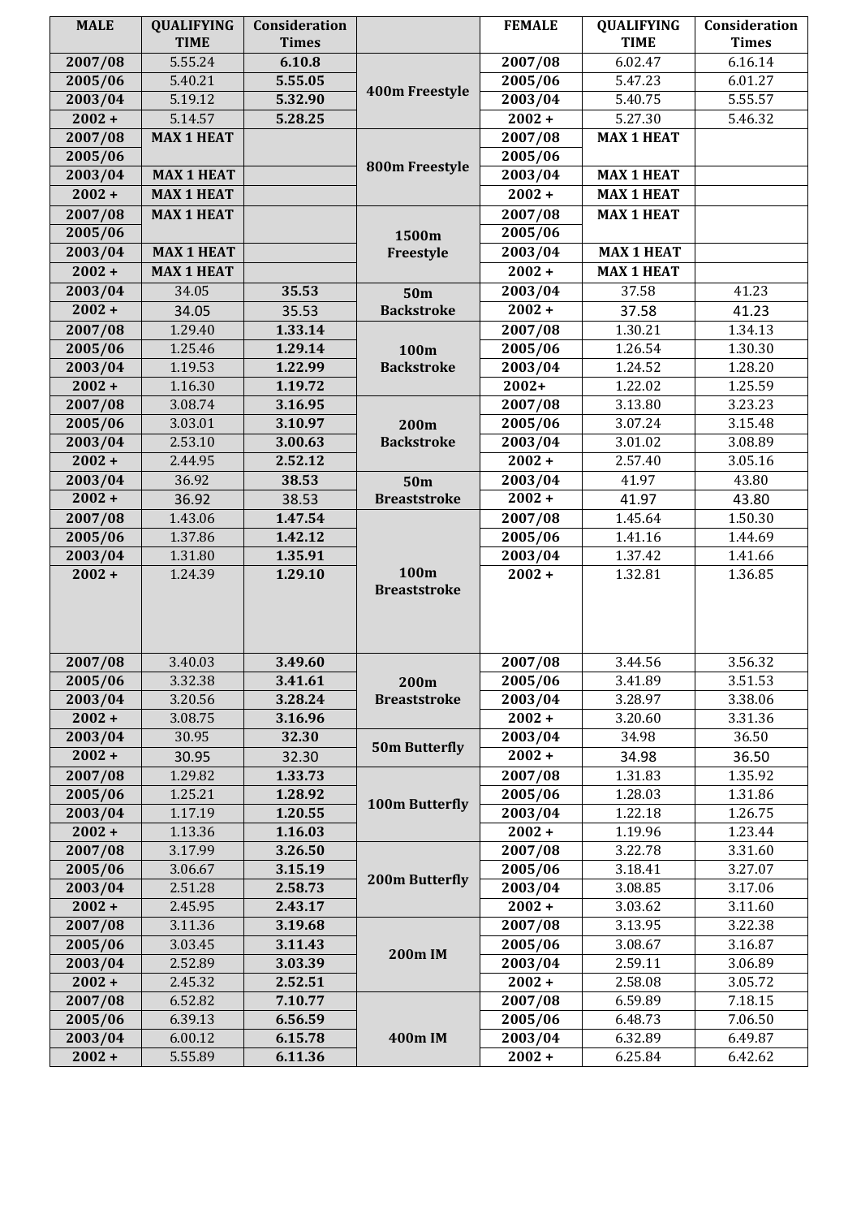| MALE | QUALIFYING TIME | Consideration Times | | FEMALE | QUALIFYING TIME | Consideration Times |
|---|---|---|---|---|---|---|
| 2007/08 | 5.55.24 | **6.10.8** | **400m Freestyle** | 2007/08 | 6.02.47 | 6.16.14 |
| 2005/06 | 5.40.21 | **5.55.05** | | 2005/06 | 5.47.23 | 6.01.27 |
| 2003/04 | 5.19.12 | **5.32.90** | | 2003/04 | 5.40.75 | 5.55.57 |
| 2002 + | 5.14.57 | **5.28.25** | | 2002 + | 5.27.30 | 5.46.32 |
| 2007/08 | **MAX 1 HEAT** | | **800m Freestyle** | 2007/08 | **MAX 1 HEAT** | |
| 2005/06 | | | | 2005/06 | | |
| 2003/04 | **MAX 1 HEAT** | | | 2003/04 | **MAX 1 HEAT** | |
| 2002 + | **MAX 1 HEAT** | | | 2002 + | **MAX 1 HEAT** | |
| 2007/08 | **MAX 1 HEAT** | | **1500m Freestyle** | 2007/08 | **MAX 1 HEAT** | |
| 2005/06 | | | | 2005/06 | | |
| 2003/04 | **MAX 1 HEAT** | | | 2003/04 | **MAX 1 HEAT** | |
| 2002 + | **MAX 1 HEAT** | | | 2002 + | **MAX 1 HEAT** | |
| 2003/04 | 34.05 | **35.53** | **50m Backstroke** | 2003/04 | 37.58 | 41.23 |
| 2002 + | 34.05 | 35.53 | | 2002 + | 37.58 | 41.23 |
| 2007/08 | 1.29.40 | **1.33.14** | **100m Backstroke** | 2007/08 | 1.30.21 | 1.34.13 |
| 2005/06 | 1.25.46 | **1.29.14** | | 2005/06 | 1.26.54 | 1.30.30 |
| 2003/04 | 1.19.53 | **1.22.99** | | 2003/04 | 1.24.52 | 1.28.20 |
| 2002 + | 1.16.30 | **1.19.72** | | 2002+ | 1.22.02 | 1.25.59 |
| 2007/08 | 3.08.74 | **3.16.95** | **200m Backstroke** | 2007/08 | 3.13.80 | 3.23.23 |
| 2005/06 | 3.03.01 | **3.10.97** | | 2005/06 | 3.07.24 | 3.15.48 |
| 2003/04 | 2.53.10 | **3.00.63** | | 2003/04 | 3.01.02 | 3.08.89 |
| 2002 + | 2.44.95 | **2.52.12** | | 2002 + | 2.57.40 | 3.05.16 |
| 2003/04 | 36.92 | **38.53** | **50m Breaststroke** | 2003/04 | 41.97 | 43.80 |
| 2002 + | 36.92 | 38.53 | | 2002 + | 41.97 | 43.80 |
| 2007/08 | 1.43.06 | **1.47.54** | **100m Breaststroke** | 2007/08 | 1.45.64 | 1.50.30 |
| 2005/06 | 1.37.86 | **1.42.12** | | 2005/06 | 1.41.16 | 1.44.69 |
| 2003/04 | 1.31.80 | **1.35.91** | | 2003/04 | 1.37.42 | 1.41.66 |
| 2002 + | 1.24.39 | **1.29.10** | | 2002 + | 1.32.81 | 1.36.85 |
| 2007/08 | 3.40.03 | **3.49.60** | **200m Breaststroke** | 2007/08 | 3.44.56 | 3.56.32 |
| 2005/06 | 3.32.38 | **3.41.61** | | 2005/06 | 3.41.89 | 3.51.53 |
| 2003/04 | 3.20.56 | **3.28.24** | | 2003/04 | 3.28.97 | 3.38.06 |
| 2002 + | 3.08.75 | **3.16.96** | | 2002 + | 3.20.60 | 3.31.36 |
| 2003/04 | 30.95 | **32.30** | **50m Butterfly** | 2003/04 | 34.98 | 36.50 |
| 2002 + | 30.95 | 32.30 | | 2002 + | 34.98 | 36.50 |
| 2007/08 | 1.29.82 | **1.33.73** | **100m Butterfly** | 2007/08 | 1.31.83 | 1.35.92 |
| 2005/06 | 1.25.21 | **1.28.92** | | 2005/06 | 1.28.03 | 1.31.86 |
| 2003/04 | 1.17.19 | **1.20.55** | | 2003/04 | 1.22.18 | 1.26.75 |
| 2002 + | 1.13.36 | **1.16.03** | | 2002 + | 1.19.96 | 1.23.44 |
| 2007/08 | 3.17.99 | **3.26.50** | **200m Butterfly** | 2007/08 | 3.22.78 | 3.31.60 |
| 2005/06 | 3.06.67 | **3.15.19** | | 2005/06 | 3.18.41 | 3.27.07 |
| 2003/04 | 2.51.28 | **2.58.73** | | 2003/04 | 3.08.85 | 3.17.06 |
| 2002 + | 2.45.95 | **2.43.17** | | 2002 + | 3.03.62 | 3.11.60 |
| 2007/08 | 3.11.36 | **3.19.68** | **200m IM** | 2007/08 | 3.13.95 | 3.22.38 |
| 2005/06 | 3.03.45 | **3.11.43** | | 2005/06 | 3.08.67 | 3.16.87 |
| 2003/04 | 2.52.89 | **3.03.39** | | 2003/04 | 2.59.11 | 3.06.89 |
| 2002 + | 2.45.32 | **2.52.51** | | 2002 + | 2.58.08 | 3.05.72 |
| 2007/08 | 6.52.82 | **7.10.77** | **400m IM** | 2007/08 | 6.59.89 | 7.18.15 |
| 2005/06 | 6.39.13 | **6.56.59** | | 2005/06 | 6.48.73 | 7.06.50 |
| 2003/04 | 6.00.12 | **6.15.78** | | 2003/04 | 6.32.89 | 6.49.87 |
| 2002 + | 5.55.89 | **6.11.36** | | 2002 + | 6.25.84 | 6.42.62 |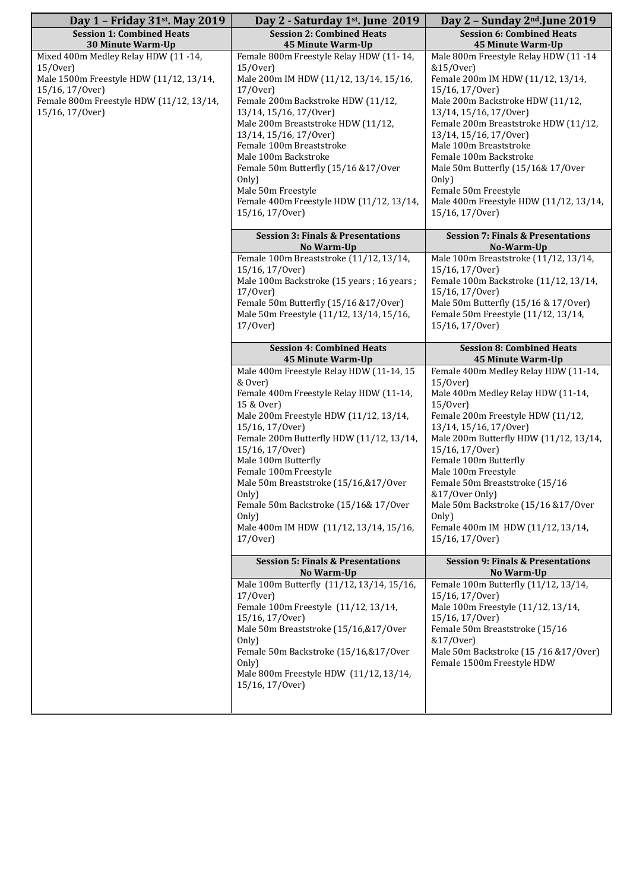| Day 1 – Friday 31st. May 2019 | Day 2 - Saturday 1st. June 2019 | Day 2 – Sunday 2nd.June 2019 |
|---|---|---|
| **Session 1: Combined Heats**<br>**30 Minute Warm-Up** | **Session 2: Combined Heats**<br>**45 Minute Warm-Up** | **Session 6: Combined Heats**<br>**45 Minute Warm-Up** |
| Mixed 400m Medley Relay HDW (11 -14, 15/Over)<br>Male 1500m Freestyle HDW (11/12, 13/14, 15/16, 17/Over)<br>Female 800m Freestyle HDW (11/12, 13/14, 15/16, 17/Over) | Female 800m Freestyle Relay HDW (11- 14, 15/Over)<br>Male 200m IM HDW (11/12, 13/14, 15/16, 17/Over)<br>Female 200m Backstroke HDW (11/12, 13/14, 15/16, 17/Over)<br>Male 200m Breaststroke HDW (11/12, 13/14, 15/16, 17/Over)<br>Female 100m Breaststroke<br>Male 100m Backstroke<br>Female 50m Butterfly (15/16 &17/Over Only)<br>Male 50m Freestyle<br>Female 400m Freestyle HDW (11/12, 13/14, 15/16, 17/Over) | Male 800m Freestyle Relay HDW (11 -14 &15/Over)<br>Female 200m IM HDW (11/12, 13/14, 15/16, 17/Over)<br>Male 200m Backstroke HDW (11/12, 13/14, 15/16, 17/Over)<br>Female 200m Breaststroke HDW (11/12, 13/14, 15/16, 17/Over)<br>Male 100m Breaststroke<br>Female 100m Backstroke<br>Male 50m Butterfly (15/16& 17/Over Only)<br>Female 50m Freestyle<br>Male 400m Freestyle HDW (11/12, 13/14, 15/16, 17/Over) |
| | **Session 3: Finals & Presentations**<br>**No Warm-Up** | **Session 7: Finals & Presentations**<br>**No-Warm-Up** |
| | Female 100m Breaststroke (11/12, 13/14, 15/16, 17/Over)<br>Male 100m Backstroke (15 years ; 16 years ; 17/Over)<br>Female 50m Butterfly (15/16 &17/Over)<br>Male 50m Freestyle (11/12, 13/14, 15/16, 17/Over) | Male 100m Breaststroke (11/12, 13/14, 15/16, 17/Over)<br>Female 100m Backstroke (11/12, 13/14, 15/16, 17/Over)<br>Male 50m Butterfly (15/16 & 17/Over)<br>Female 50m Freestyle (11/12, 13/14, 15/16, 17/Over) |
| | **Session 4: Combined Heats**<br>**45 Minute Warm-Up** | **Session 8: Combined Heats**<br>**45 Minute Warm-Up** |
| | Male 400m Freestyle Relay HDW (11-14, 15 & Over)<br>Female 400m Freestyle Relay HDW (11-14, 15 & Over)<br>Male 200m Freestyle HDW (11/12, 13/14, 15/16, 17/Over)<br>Female 200m Butterfly HDW (11/12, 13/14, 15/16, 17/Over)<br>Male 100m Butterfly<br>Female 100m Freestyle<br>Male 50m Breaststroke (15/16,&17/Over Only)<br>Female 50m Backstroke (15/16& 17/Over Only)<br>Male 400m IM HDW (11/12, 13/14, 15/16, 17/Over) | Female 400m Medley Relay HDW (11-14, 15/Over)<br>Male 400m Medley Relay HDW (11-14, 15/Over)<br>Female 200m Freestyle HDW (11/12, 13/14, 15/16, 17/Over)<br>Male 200m Butterfly HDW (11/12, 13/14, 15/16, 17/Over)<br>Female 100m Butterfly<br>Male 100m Freestyle<br>Female 50m Breaststroke (15/16 &17/Over Only)<br>Male 50m Backstroke (15/16 &17/Over Only)<br>Female 400m IM HDW (11/12, 13/14, 15/16, 17/Over) |
| | **Session 5: Finals & Presentations**<br>**No Warm-Up** | **Session 9: Finals & Presentations**<br>**No Warm-Up** |
| | Male 100m Butterfly (11/12, 13/14, 15/16, 17/Over)<br>Female 100m Freestyle (11/12, 13/14, 15/16, 17/Over)<br>Male 50m Breaststroke (15/16,&17/Over Only)<br>Female 50m Backstroke (15/16,&17/Over Only)<br>Male 800m Freestyle HDW (11/12, 13/14, 15/16, 17/Over) | Female 100m Butterfly (11/12, 13/14, 15/16, 17/Over)<br>Male 100m Freestyle (11/12, 13/14, 15/16, 17/Over)<br>Female 50m Breaststroke (15/16 &17/Over)<br>Male 50m Backstroke (15 /16 &17/Over)<br>Female 1500m Freestyle HDW |